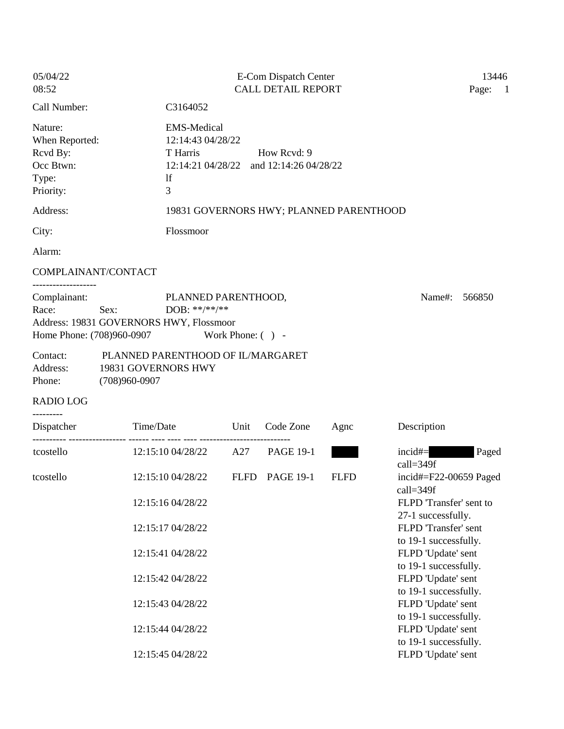05/04/22
08:52

E-Com Dispatch Center
CALL DETAIL REPORT

13446
Page: 1

Call Number: C3164052

Nature: EMS-Medical
When Reported: 12:14:43 04/28/22
Rcvd By: T Harris How Rcvd: 9
Occ Btwn: 12:14:21 04/28/22 and 12:14:26 04/28/22
Type: lf
Priority: 3

Address: 19831 GOVERNORS HWY; PLANNED PARENTHOOD

City: Flossmoor

Alarm:

COMPLAINANT/CONTACT

-------------------

Complainant: PLANNED PARENTHOOD, Name#: 566850
Race: Sex: DOB: **/**/**
Address: 19831 GOVERNORS HWY, Flossmoor
Home Phone: (708)960-0907 Work Phone: ( ) -

Contact: PLANNED PARENTHOOD OF IL/MARGARET
Address: 19831 GOVERNORS HWY
Phone: (708)960-0907

RADIO LOG

---------

| Dispatcher | Time/Date | Unit | Code Zone | Agnc | Description |
|---|---|---|---|---|---|
| tcostello | 12:15:10 04/28/22 | A27 | PAGE 19-1 | [REDACTED] | incid#=[REDACTED] Paged call=349f |
| tcostello | 12:15:10 04/28/22 | FLFD | PAGE 19-1 | FLFD | incid#=F22-00659 Paged call=349f |
| | 12:15:16 04/28/22 | | | | FLPD 'Transfer' sent to 27-1 successfully. |
| | 12:15:17 04/28/22 | | | | FLPD 'Transfer' sent to 19-1 successfully. |
| | 12:15:41 04/28/22 | | | | FLPD 'Update' sent to 19-1 successfully. |
| | 12:15:42 04/28/22 | | | | FLPD 'Update' sent to 19-1 successfully. |
| | 12:15:43 04/28/22 | | | | FLPD 'Update' sent to 19-1 successfully. |
| | 12:15:44 04/28/22 | | | | FLPD 'Update' sent to 19-1 successfully. |
| | 12:15:45 04/28/22 | | | | FLPD 'Update' sent |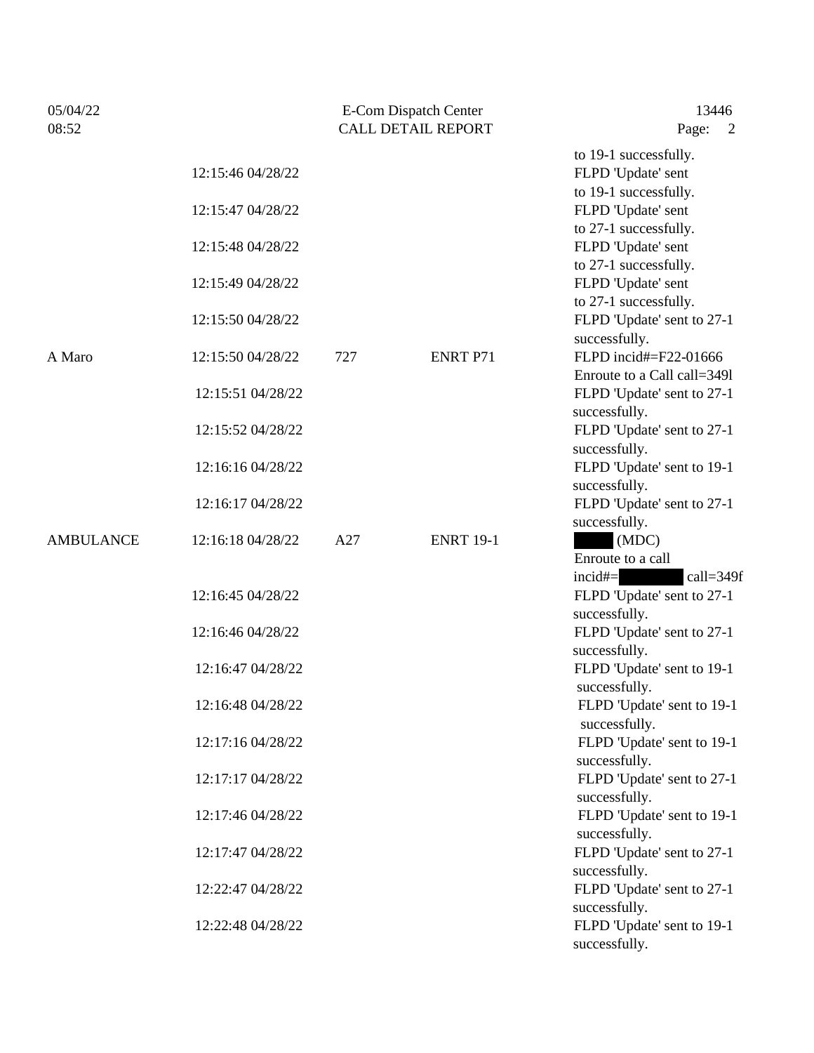| | | | | |
|---|---|---|---|---|
| | | | | to 19-1 successfully. |
| | 12:15:46 04/28/22 | | | FLPD 'Update' sent to 19-1 successfully. |
| | 12:15:47 04/28/22 | | | FLPD 'Update' sent to 27-1 successfully. |
| | 12:15:48 04/28/22 | | | FLPD 'Update' sent to 27-1 successfully. |
| | 12:15:49 04/28/22 | | | FLPD 'Update' sent to 27-1 successfully. |
| | 12:15:50 04/28/22 | | | FLPD 'Update' sent to 27-1 successfully. |
| A Maro | 12:15:50 04/28/22 | 727 | ENRT P71 | FLPD incid#=F22-01666 Enroute to a Call call=349l |
| | 12:15:51 04/28/22 | | | FLPD 'Update' sent to 27-1 successfully. |
| | 12:15:52 04/28/22 | | | FLPD 'Update' sent to 27-1 successfully. |
| | 12:16:16 04/28/22 | | | FLPD 'Update' sent to 19-1 successfully. |
| | 12:16:17 04/28/22 | | | FLPD 'Update' sent to 27-1 successfully. |
| AMBULANCE | 12:16:18 04/28/22 | A27 | ENRT 19-1 | (MDC) Enroute to a call incid#= call=349f |
| | 12:16:45 04/28/22 | | | FLPD 'Update' sent to 27-1 successfully. |
| | 12:16:46 04/28/22 | | | FLPD 'Update' sent to 27-1 successfully. |
| | 12:16:47 04/28/22 | | | FLPD 'Update' sent to 19-1 successfully. |
| | 12:16:48 04/28/22 | | | FLPD 'Update' sent to 19-1 successfully. |
| | 12:17:16 04/28/22 | | | FLPD 'Update' sent to 19-1 successfully. |
| | 12:17:17 04/28/22 | | | FLPD 'Update' sent to 27-1 successfully. |
| | 12:17:46 04/28/22 | | | FLPD 'Update' sent to 19-1 successfully. |
| | 12:17:47 04/28/22 | | | FLPD 'Update' sent to 27-1 successfully. |
| | 12:22:47 04/28/22 | | | FLPD 'Update' sent to 27-1 successfully. |
| | 12:22:48 04/28/22 | | | FLPD 'Update' sent to 19-1 successfully. |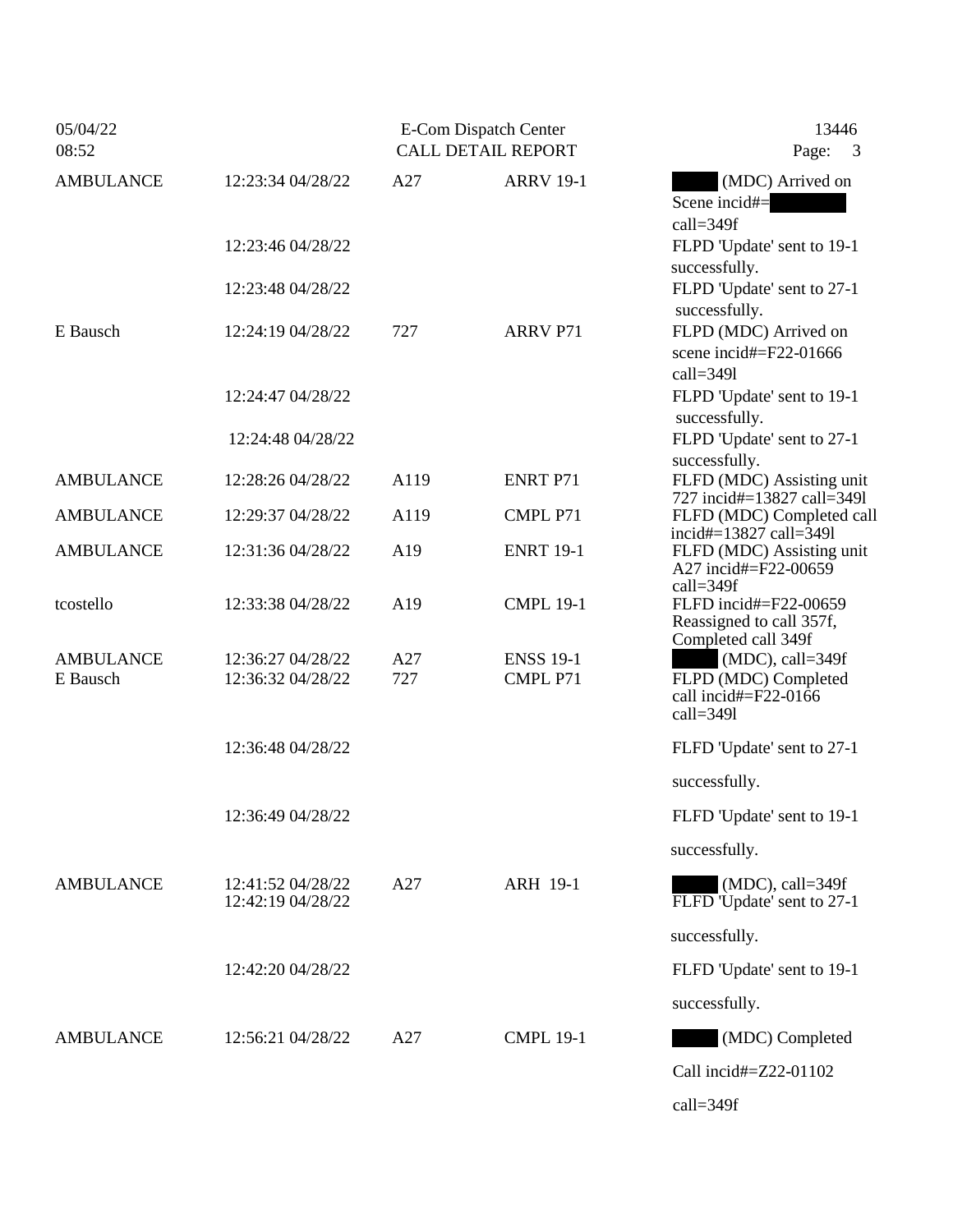| | | | | |
|---|---|---|---|---|
| AMBULANCE | 12:23:34 04/28/22 | A27 | ARRV 19-1 | (MDC) Arrived on Scene incid#= call=349f |
| | 12:23:46 04/28/22 | | | FLPD 'Update' sent to 19-1 successfully. |
| | 12:23:48 04/28/22 | | | FLPD 'Update' sent to 27-1 successfully. |
| E Bausch | 12:24:19 04/28/22 | 727 | ARRV P71 | FLPD (MDC) Arrived on scene incid#=F22-01666 call=349l |
| | 12:24:47 04/28/22 | | | FLPD 'Update' sent to 19-1 successfully. |
| | 12:24:48 04/28/22 | | | FLPD 'Update' sent to 27-1 successfully. |
| AMBULANCE | 12:28:26 04/28/22 | A119 | ENRT P71 | FLFD (MDC) Assisting unit 727 incid#=13827 call=349l |
| AMBULANCE | 12:29:37 04/28/22 | A119 | CMPL P71 | FLFD (MDC) Completed call incid#=13827 call=349l |
| AMBULANCE | 12:31:36 04/28/22 | A19 | ENRT 19-1 | FLFD (MDC) Assisting unit A27 incid#=F22-00659 call=349f |
| tcostello | 12:33:38 04/28/22 | A19 | CMPL 19-1 | FLFD incid#=F22-00659 Reassigned to call 357f, Completed call 349f |
| AMBULANCE | 12:36:27 04/28/22 | A27 | ENSS 19-1 | (MDC), call=349f |
| E Bausch | 12:36:32 04/28/22 | 727 | CMPL P71 | FLPD (MDC) Completed call incid#=F22-0166 call=349l |
| | 12:36:48 04/28/22 | | | FLFD 'Update' sent to 27-1 successfully. |
| | 12:36:49 04/28/22 | | | FLFD 'Update' sent to 19-1 successfully. |
| AMBULANCE | 12:41:52 04/28/22 | A27 | ARH 19-1 | (MDC), call=349f |
| | 12:42:19 04/28/22 | | | FLFD 'Update' sent to 27-1 successfully. |
| | 12:42:20 04/28/22 | | | FLFD 'Update' sent to 19-1 successfully. |
| AMBULANCE | 12:56:21 04/28/22 | A27 | CMPL 19-1 | (MDC) Completed Call incid#=Z22-01102 call=349f |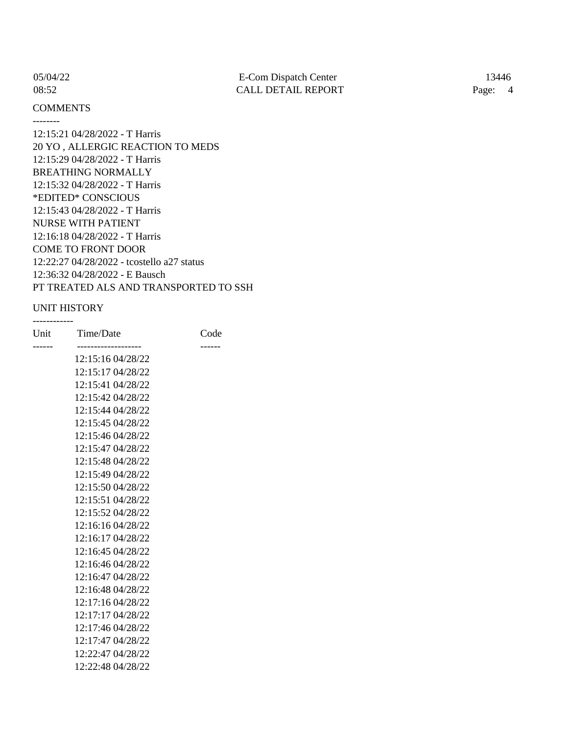## COMMENTS

--------

12:15:21 04/28/2022 - T Harris
20 YO , ALLERGIC REACTION TO MEDS
12:15:29 04/28/2022 - T Harris
BREATHING NORMALLY
12:15:32 04/28/2022 - T Harris
*EDITED* CONSCIOUS
12:15:43 04/28/2022 - T Harris
NURSE WITH PATIENT
12:16:18 04/28/2022 - T Harris
COME TO FRONT DOOR
12:22:27 04/28/2022 - tcostello a27 status
12:36:32 04/28/2022 - E Bausch
PT TREATED ALS AND TRANSPORTED TO SSH

## UNIT HISTORY

------------

| Unit | Time/Date | Code |
|---|---|---|
| | 12:15:16 04/28/22 | |
| | 12:15:17 04/28/22 | |
| | 12:15:41 04/28/22 | |
| | 12:15:42 04/28/22 | |
| | 12:15:44 04/28/22 | |
| | 12:15:45 04/28/22 | |
| | 12:15:46 04/28/22 | |
| | 12:15:47 04/28/22 | |
| | 12:15:48 04/28/22 | |
| | 12:15:49 04/28/22 | |
| | 12:15:50 04/28/22 | |
| | 12:15:51 04/28/22 | |
| | 12:15:52 04/28/22 | |
| | 12:16:16 04/28/22 | |
| | 12:16:17 04/28/22 | |
| | 12:16:45 04/28/22 | |
| | 12:16:46 04/28/22 | |
| | 12:16:47 04/28/22 | |
| | 12:16:48 04/28/22 | |
| | 12:17:16 04/28/22 | |
| | 12:17:17 04/28/22 | |
| | 12:17:46 04/28/22 | |
| | 12:17:47 04/28/22 | |
| | 12:22:47 04/28/22 | |
| | 12:22:48 04/28/22 | |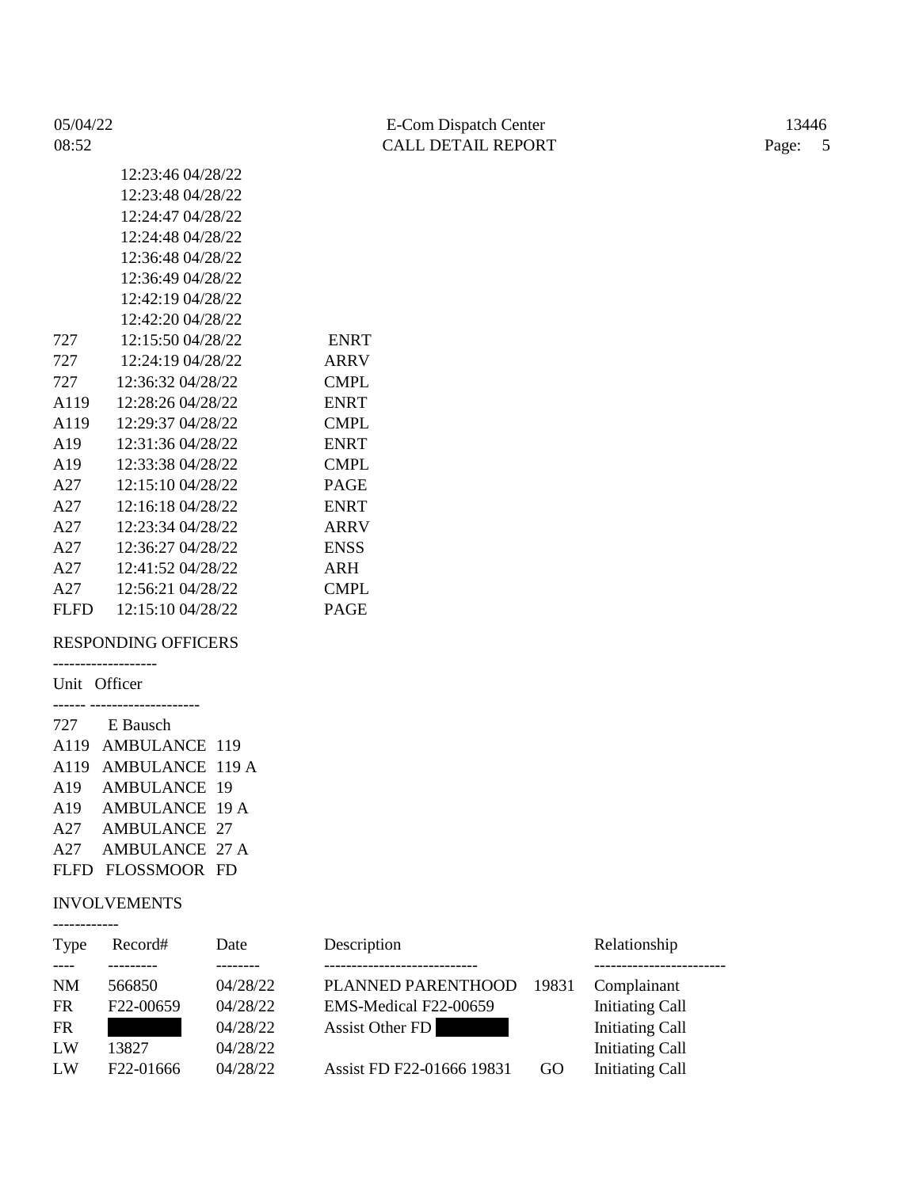| | | |
|---|---|---|
| | 12:23:46 04/28/22 | |
| | 12:23:48 04/28/22 | |
| | 12:24:47 04/28/22 | |
| | 12:24:48 04/28/22 | |
| | 12:36:48 04/28/22 | |
| | 12:36:49 04/28/22 | |
| | 12:42:19 04/28/22 | |
| | 12:42:20 04/28/22 | |
| 727 | 12:15:50 04/28/22 | ENRT |
| 727 | 12:24:19 04/28/22 | ARRV |
| 727 | 12:36:32 04/28/22 | CMPL |
| A119 | 12:28:26 04/28/22 | ENRT |
| A119 | 12:29:37 04/28/22 | CMPL |
| A19 | 12:31:36 04/28/22 | ENRT |
| A19 | 12:33:38 04/28/22 | CMPL |
| A27 | 12:15:10 04/28/22 | PAGE |
| A27 | 12:16:18 04/28/22 | ENRT |
| A27 | 12:23:34 04/28/22 | ARRV |
| A27 | 12:36:27 04/28/22 | ENSS |
| A27 | 12:41:52 04/28/22 | ARH |
| A27 | 12:56:21 04/28/22 | CMPL |
| FLFD | 12:15:10 04/28/22 | PAGE |

## RESPONDING OFFICERS

| Unit | Officer |
|---|---|
| 727 | E Bausch |
| A119 | AMBULANCE 119 |
| A119 | AMBULANCE 119 A |
| A19 | AMBULANCE 19 |
| A19 | AMBULANCE 19 A |
| A27 | AMBULANCE 27 |
| A27 | AMBULANCE 27 A |
| FLFD | FLOSSMOOR FD |

## INVOLVEMENTS

| Type | Record# | Date | Description | | Relationship |
|---|---|---|---|---|---|
| NM | 566850 | 04/28/22 | PLANNED PARENTHOOD | 19831 | Complainant |
| FR | F22-00659 | 04/28/22 | EMS-Medical F22-00659 | | Initiating Call |
| FR | [REDACTED] | 04/28/22 | Assist Other FD [REDACTED] | | Initiating Call |
| LW | 13827 | 04/28/22 | | | Initiating Call |
| LW | F22-01666 | 04/28/22 | Assist FD F22-01666 19831 | GO | Initiating Call |